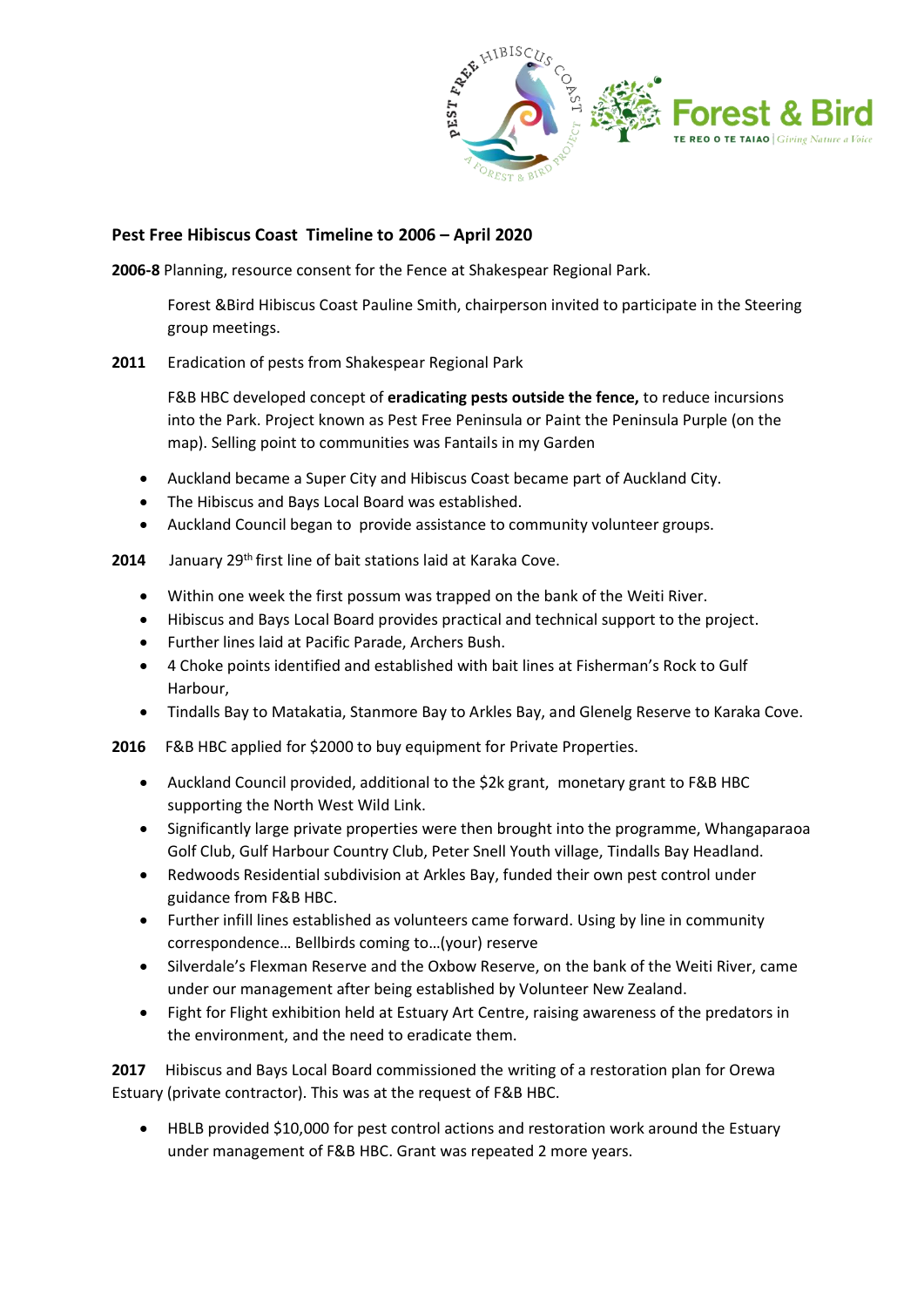## Pest Free Hibiscus Coast Timeline to 2006 – April 2020

**2006-8** Planning, resource consent for the Fence at Shakespear Regional Park.

Forest &Bird Hibiscus Coast Pauline Smith, chairperson invited to participate in the Steering group meetings.

**2011** Eradication of pests from Shakespear Regional Park

F&B HBC developed concept of **eradicating pests outside the fence,** to reduce incursions into the Park. Project known as Pest Free Peninsula or Paint the Peninsula Purple (on the map). Selling point to communities was Fantails in my Garden

- Auckland became a Super City and Hibiscus Coast became part of Auckland City.
- The Hibiscus and Bays Local Board was established.
- Auckland Council began to provide assistance to community volunteer groups.

**2014** January 29th first line of bait stations laid at Karaka Cove.

- Within one week the first possum was trapped on the bank of the Weiti River.
- Hibiscus and Bays Local Board provides practical and technical support to the project.
- Further lines laid at Pacific Parade, Archers Bush.
- 4 Choke points identified and established with bait lines at Fisherman's Rock to Gulf Harbour,
- Tindalls Bay to Matakatia, Stanmore Bay to Arkles Bay, and Glenelg Reserve to Karaka Cove.

**2016** F&B HBC applied for $2000 to buy equipment for Private Properties.

- Auckland Council provided, additional to the $2k grant, monetary grant to F&B HBC supporting the North West Wild Link.
- Significantly large private properties were then brought into the programme, Whangaparaoa Golf Club, Gulf Harbour Country Club, Peter Snell Youth village, Tindalls Bay Headland.
- Redwoods Residential subdivision at Arkles Bay, funded their own pest control under guidance from F&B HBC.
- Further infill lines established as volunteers came forward. Using by line in community correspondence… Bellbirds coming to…(your) reserve
- Silverdale's Flexman Reserve and the Oxbow Reserve, on the bank of the Weiti River, came under our management after being established by Volunteer New Zealand.
- Fight for Flight exhibition held at Estuary Art Centre, raising awareness of the predators in the environment, and the need to eradicate them.

**2017** Hibiscus and Bays Local Board commissioned the writing of a restoration plan for Orewa Estuary (private contractor). This was at the request of F&B HBC.

- HBLB provided $10,000 for pest control actions and restoration work around the Estuary under management of F&B HBC. Grant was repeated 2 more years.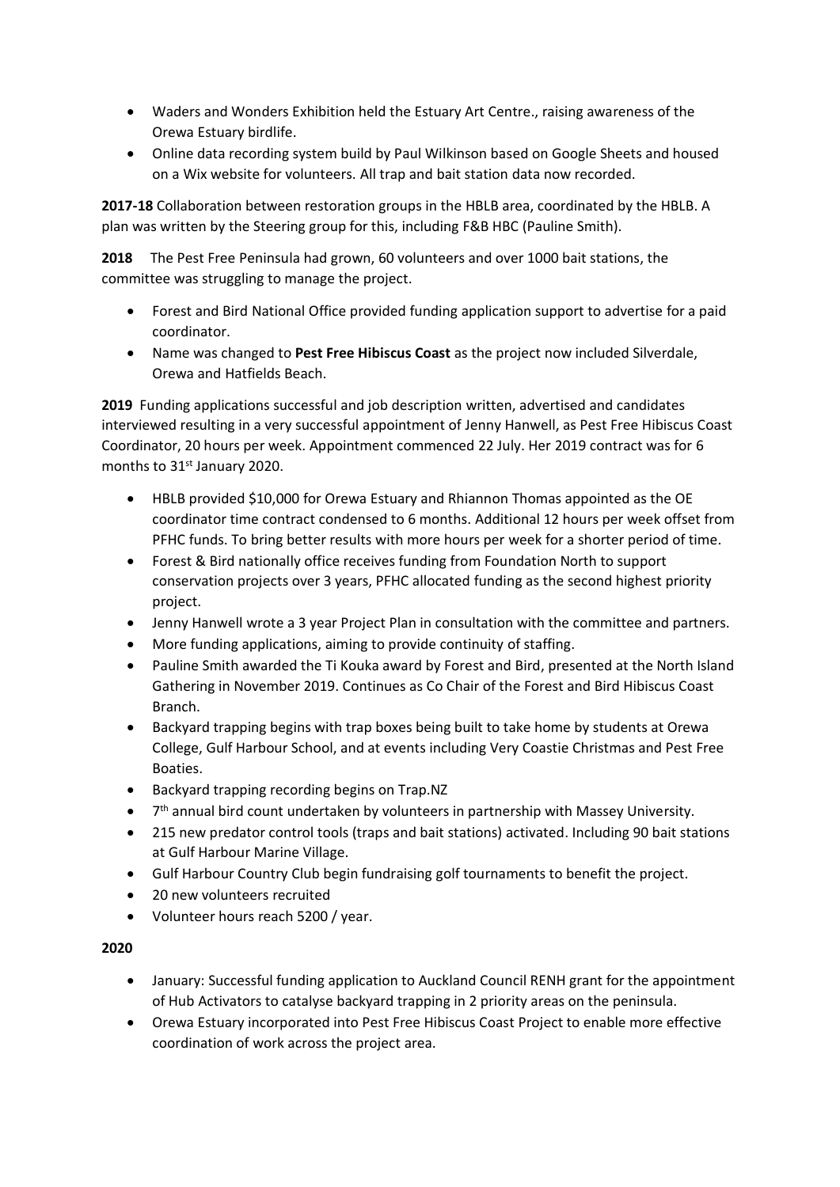- Waders and Wonders Exhibition held the Estuary Art Centre., raising awareness of the Orewa Estuary birdlife.
- Online data recording system build by Paul Wilkinson based on Google Sheets and housed on a Wix website for volunteers. All trap and bait station data now recorded.

**2017-18** Collaboration between restoration groups in the HBLB area, coordinated by the HBLB. A plan was written by the Steering group for this, including F&B HBC (Pauline Smith).

**2018** The Pest Free Peninsula had grown, 60 volunteers and over 1000 bait stations, the committee was struggling to manage the project.

- Forest and Bird National Office provided funding application support to advertise for a paid coordinator.
- Name was changed to **Pest Free Hibiscus Coast** as the project now included Silverdale, Orewa and Hatfields Beach.

**2019** Funding applications successful and job description written, advertised and candidates interviewed resulting in a very successful appointment of Jenny Hanwell, as Pest Free Hibiscus Coast Coordinator, 20 hours per week. Appointment commenced 22 July. Her 2019 contract was for 6 months to 31st January 2020.

- HBLB provided $10,000 for Orewa Estuary and Rhiannon Thomas appointed as the OE coordinator time contract condensed to 6 months. Additional 12 hours per week offset from PFHC funds. To bring better results with more hours per week for a shorter period of time.
- Forest & Bird nationally office receives funding from Foundation North to support conservation projects over 3 years, PFHC allocated funding as the second highest priority project.
- Jenny Hanwell wrote a 3 year Project Plan in consultation with the committee and partners.
- More funding applications, aiming to provide continuity of staffing.
- Pauline Smith awarded the Ti Kouka award by Forest and Bird, presented at the North Island Gathering in November 2019. Continues as Co Chair of the Forest and Bird Hibiscus Coast Branch.
- Backyard trapping begins with trap boxes being built to take home by students at Orewa College, Gulf Harbour School, and at events including Very Coastie Christmas and Pest Free Boaties.
- Backyard trapping recording begins on Trap.NZ
- 7th annual bird count undertaken by volunteers in partnership with Massey University.
- 215 new predator control tools (traps and bait stations) activated. Including 90 bait stations at Gulf Harbour Marine Village.
- Gulf Harbour Country Club begin fundraising golf tournaments to benefit the project.
- 20 new volunteers recruited
- Volunteer hours reach 5200 / year.

**2020**

- January: Successful funding application to Auckland Council RENH grant for the appointment of Hub Activators to catalyse backyard trapping in 2 priority areas on the peninsula.
- Orewa Estuary incorporated into Pest Free Hibiscus Coast Project to enable more effective coordination of work across the project area.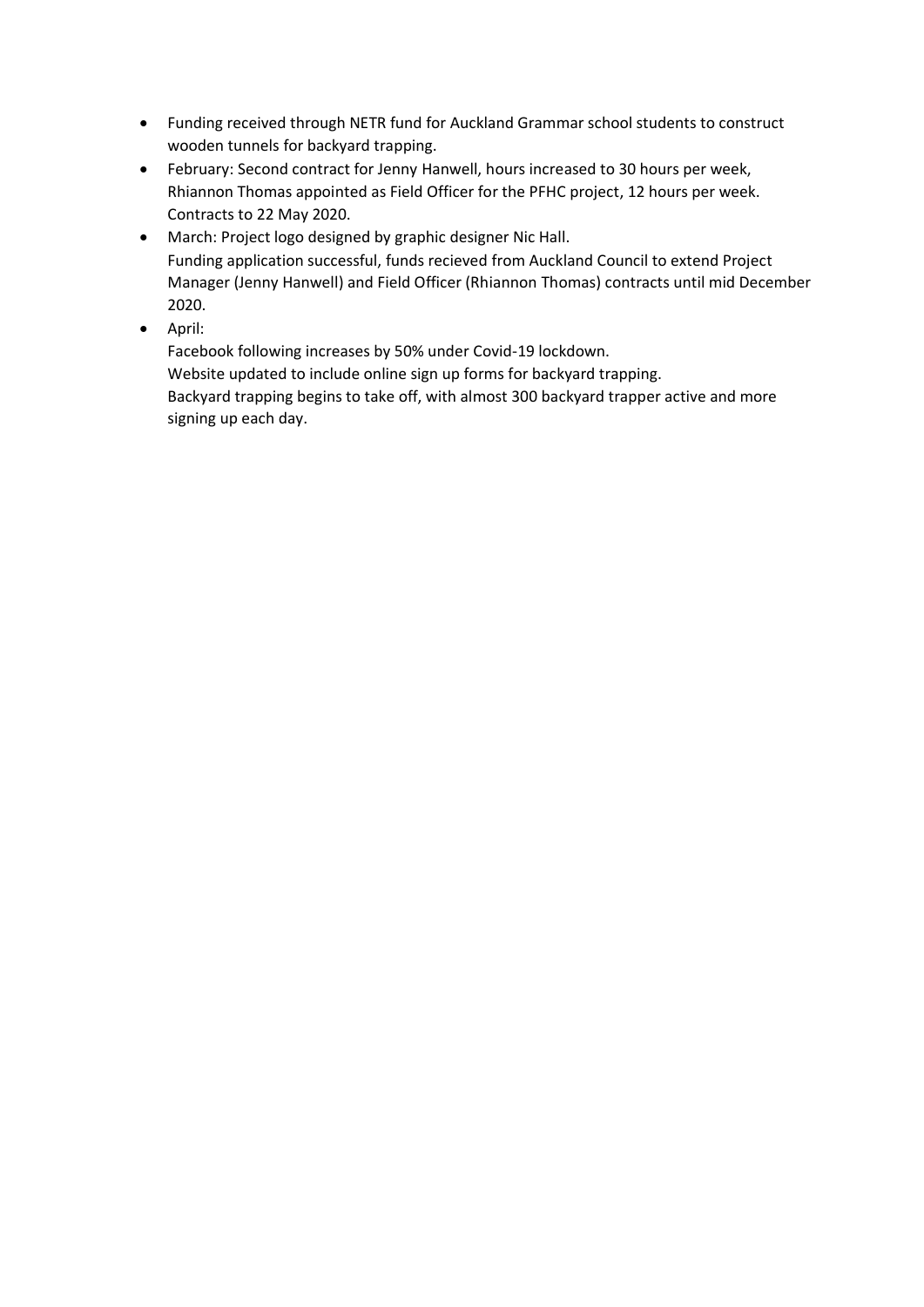- Funding received through NETR fund for Auckland Grammar school students to construct wooden tunnels for backyard trapping.
- February: Second contract for Jenny Hanwell, hours increased to 30 hours per week, Rhiannon Thomas appointed as Field Officer for the PFHC project, 12 hours per week. Contracts to 22 May 2020.
- March: Project logo designed by graphic designer Nic Hall.
  Funding application successful, funds recieved from Auckland Council to extend Project Manager (Jenny Hanwell) and Field Officer (Rhiannon Thomas) contracts until mid December 2020.
- April:
  Facebook following increases by 50% under Covid-19 lockdown.
  Website updated to include online sign up forms for backyard trapping.
  Backyard trapping begins to take off, with almost 300 backyard trapper active and more signing up each day.